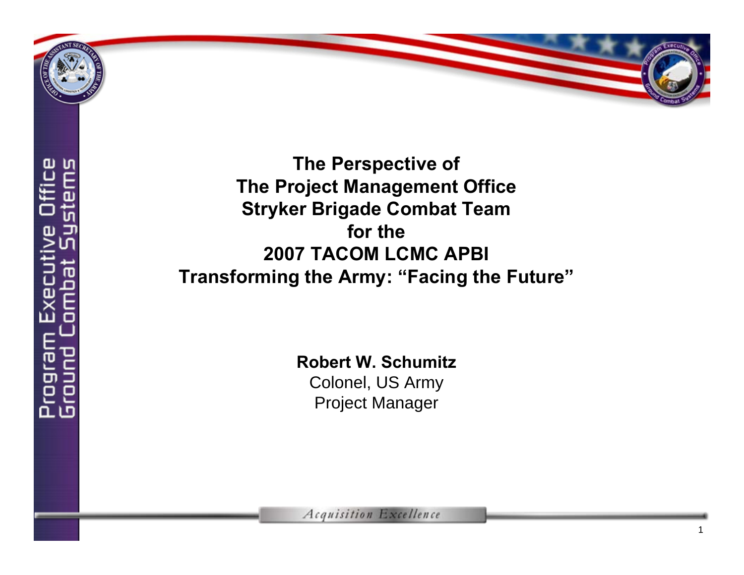# The Perspective of The Project Management Office Stryker Brigade Combat Team for the 2007 TACOM LCMC APBI Transforming the Army: "Facing the Future"

**Robert W. Schumitz**

Colonel, US Army

Project Manager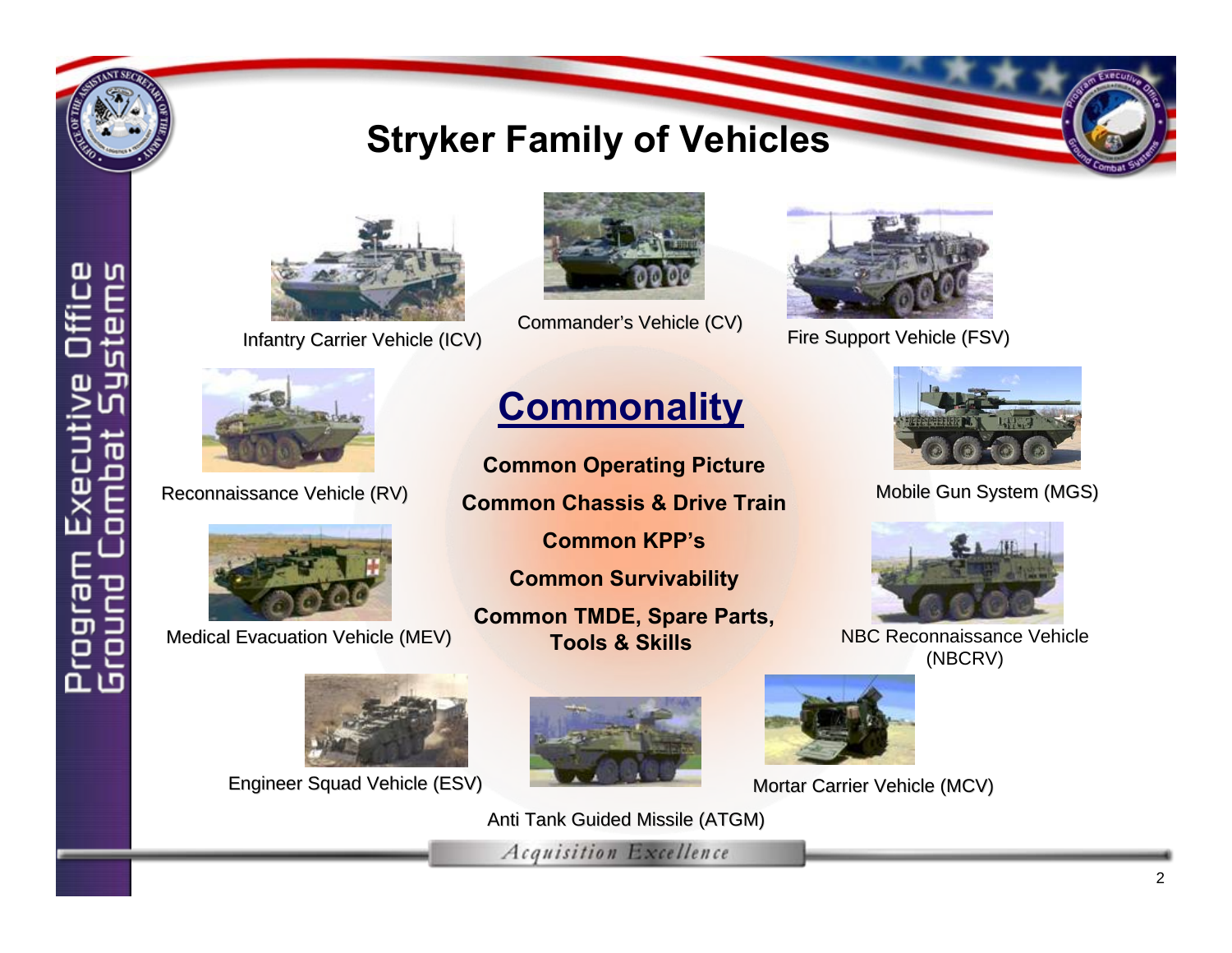# Stryker Family of Vehicles

Infantry Carrier Vehicle (ICV)

Commander's Vehicle (CV)

Fire Support Vehicle (FSV)

Reconnaissance Vehicle (RV)

Mobile Gun System (MGS)

Medical Evacuation Vehicle (MEV)

NBC Reconnaissance Vehicle (NBCRV)

Engineer Squad Vehicle (ESV)

Mortar Carrier Vehicle (MCV)

Anti Tank Guided Missile (ATGM)

## Commonality

**Common Operating Picture**

**Common Chassis & Drive Train**

**Common KPP's**

**Common Survivability**

**Common TMDE, Spare Parts, Tools & Skills**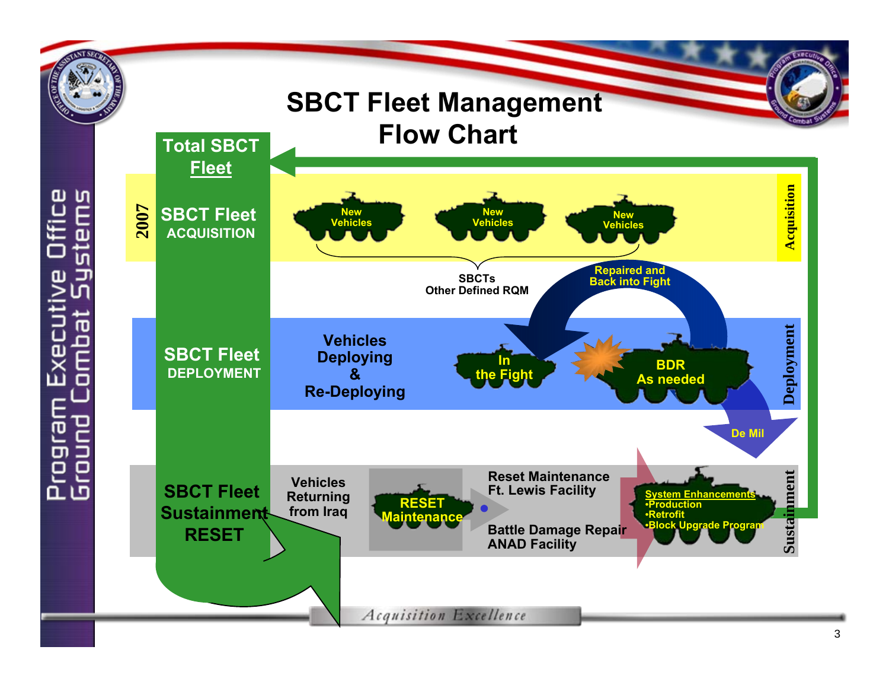# SBCT Fleet Management Flow Chart

**Total SBCT Fleet**

**2007** — **SBCT Fleet ACQUISITION**

New Vehicles — New Vehicles — New Vehicles

SBCTs Other Defined RQM

*Acquisition*

**SBCT Fleet DEPLOYMENT**

Vehicles Deploying & Re-Deploying

In the Fight

Repaired and Back into Fight

BDR As needed

De Mil

*Deployment*

**SBCT Fleet Sustainment RESET**

Vehicles Returning from Iraq

RESET Maintenance

Reset Maintenance Ft. Lewis Facility

Battle Damage Repair ANAD Facility

System Enhancements
- Production
- Retrofit
- Block Upgrade Program

*Sustainment*

Program Executive Office Ground Combat Systems

*Acquisition Excellence*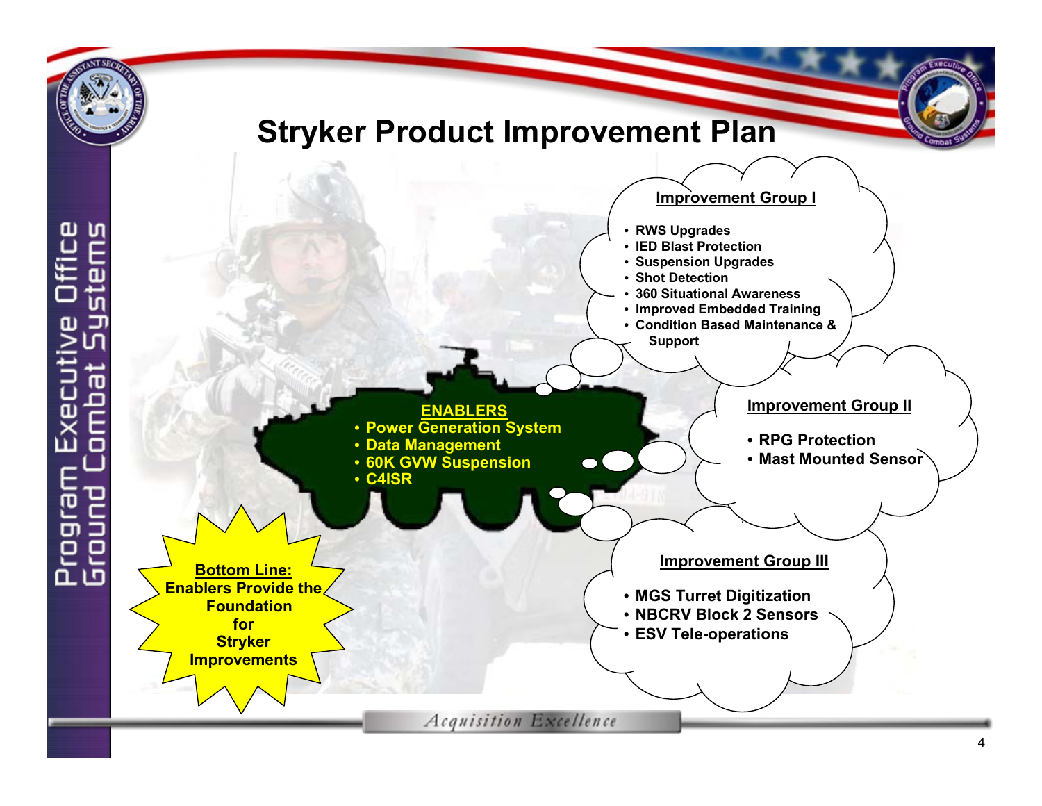# Stryker Product Improvement Plan

**ENABLERS**
- Power Generation System
- Data Management
- 60K GVW Suspension
- C4ISR

**Improvement Group I**
- RWS Upgrades
- IED Blast Protection
- Suspension Upgrades
- Shot Detection
- 360 Situational Awareness
- Improved Embedded Training
- Condition Based Maintenance & Support

**Improvement Group II**
- RPG Protection
- Mast Mounted Sensor

**Improvement Group III**
- MGS Turret Digitization
- NBCRV Block 2 Sensors
- ESV Tele-operations

**Bottom Line:**
**Enablers Provide the Foundation for Stryker Improvements**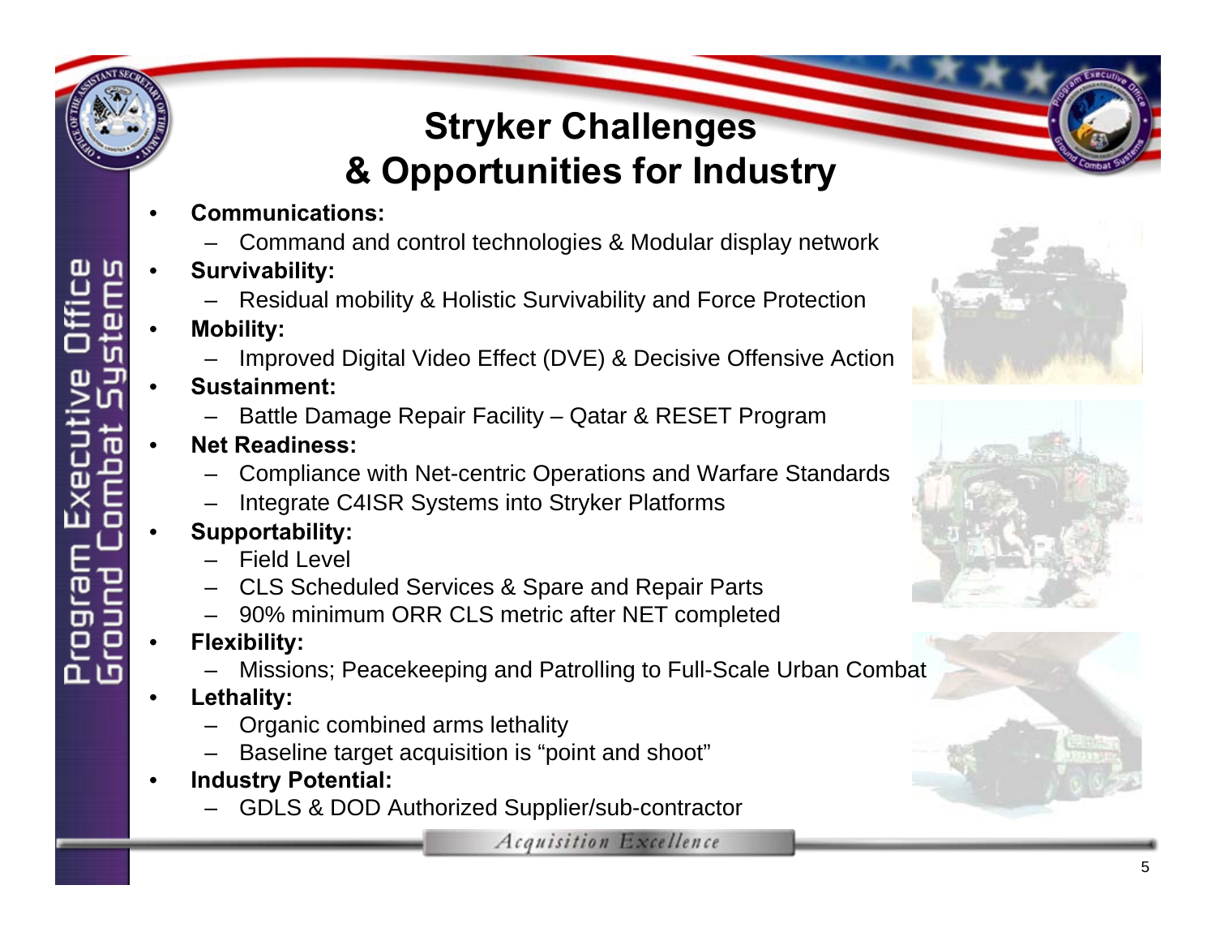# Stryker Challenges & Opportunities for Industry

- **Communications:**
  - Command and control technologies & Modular display network
- **Survivability:**
  - Residual mobility & Holistic Survivability and Force Protection
- **Mobility:**
  - Improved Digital Video Effect (DVE) & Decisive Offensive Action
- **Sustainment:**
  - Battle Damage Repair Facility – Qatar & RESET Program
- **Net Readiness:**
  - Compliance with Net-centric Operations and Warfare Standards
  - Integrate C4ISR Systems into Stryker Platforms
- **Supportability:**
  - Field Level
  - CLS Scheduled Services & Spare and Repair Parts
  - 90% minimum ORR CLS metric after NET completed
- **Flexibility:**
  - Missions; Peacekeeping and Patrolling to Full-Scale Urban Combat
- **Lethality:**
  - Organic combined arms lethality
  - Baseline target acquisition is "point and shoot"
- **Industry Potential:**
  - GDLS & DOD Authorized Supplier/sub-contractor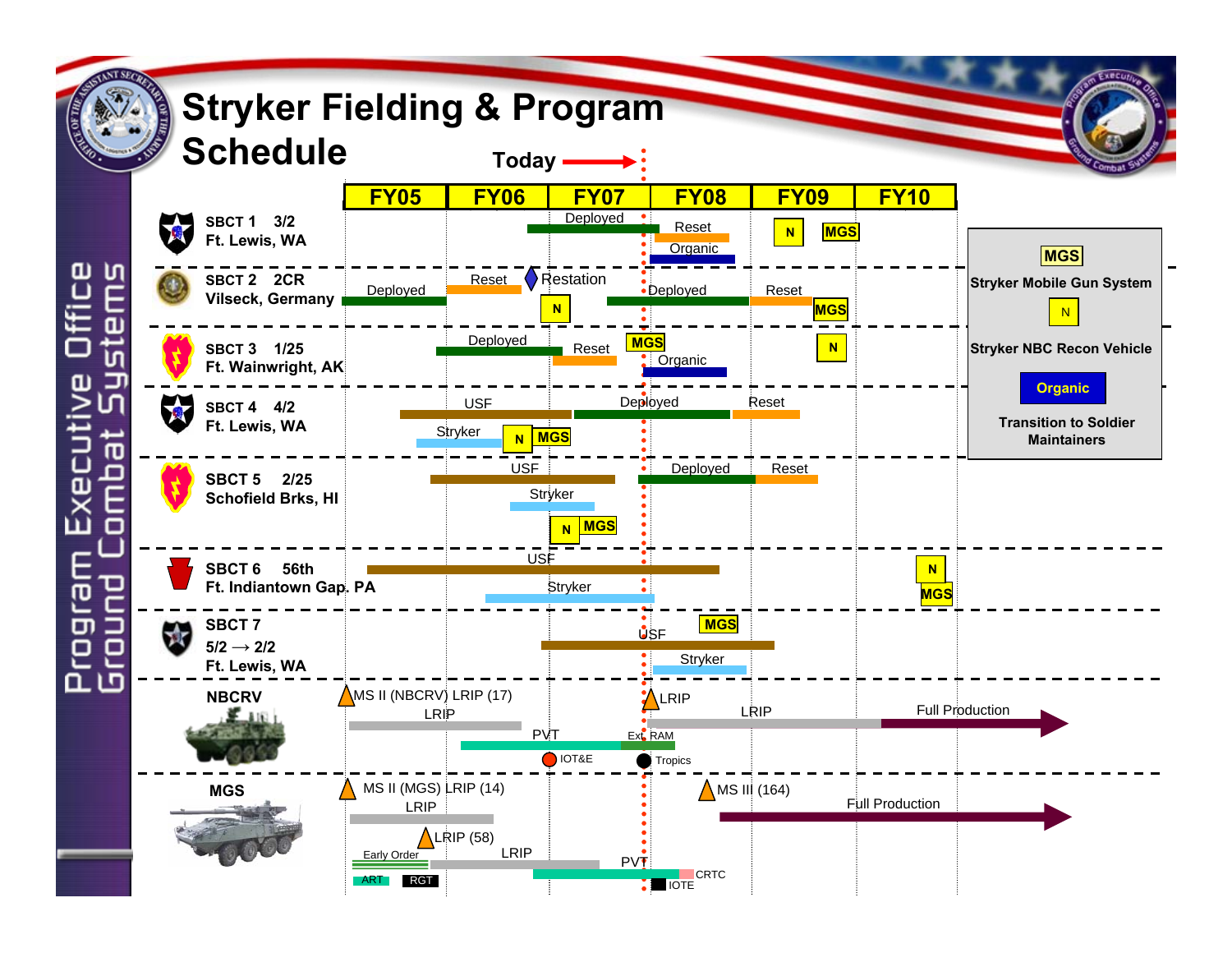# Stryker Fielding & Program Schedule

Today → (end of FY07)

| | FY05 | FY06 | FY07 | FY08 | FY09 | FY10 |
|---|---|---|---|---|---|---|
| **SBCT 1 3/2** Ft. Lewis, WA | | | Deployed | Reset; Organic | N; MGS | |
| **SBCT 2 2CR** Vilseck, Germany | Deployed | Reset; N | Restation | Deployed | Reset; MGS | |
| **SBCT 3 1/25** Ft. Wainwright, AK | | Deployed | Reset; MGS | Organic | N | |
| **SBCT 4 4/2** Ft. Lewis, WA | USF; Stryker | USF; N; MGS | Deployed | Deployed; Reset | | |
| **SBCT 5 2/25** Schofield Brks, HI | USF | USF; Stryker | N; MGS | Deployed; Reset | | |
| **SBCT 6 56th** Ft. Indiantown Gap, PA | USF | USF; Stryker | USF; Stryker | USF | | N; MGS |
| **SBCT 7** 5/2 → 2/2 Ft. Lewis, WA | | | USF | MGS; USF; Stryker | | |
| **NBCRV** | MS II (NBCRV) LRIP (17); LRIP | LRIP; PVT | PVT; IOT&E | LRIP; Ext. RAM; Tropics | LRIP | Full Production |
| **MGS** | MS II (MGS) LRIP (14); LRIP; Early Order; ART; RGT | LRIP (58); LRIP; PVT | LRIP; PVT | CRTC; IOTE; MS III (164) | Full Production | Full Production |

**Legend:**

- MGS — Stryker Mobile Gun System
- N — Stryker NBC Recon Vehicle
- Organic — Transition to Soldier Maintainers

Program Executive Office Ground Combat Systems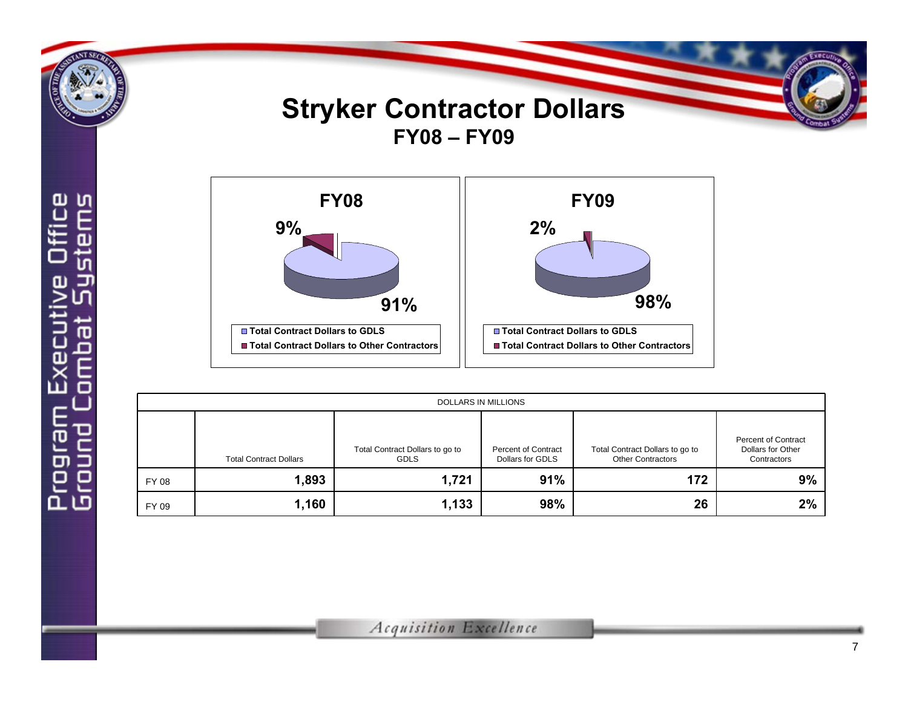# Stryker Contractor Dollars

## FY08 – FY09

FY08

9%

91%

Total Contract Dollars to GDLS

Total Contract Dollars to Other Contractors

FY09

2%

98%

Total Contract Dollars to GDLS

Total Contract Dollars to Other Contractors

| DOLLARS IN MILLIONS | | | | | |
|---|---|---|---|---|---|
| | Total Contract Dollars | Total Contract Dollars to go to GDLS | Percent of Contract Dollars for GDLS | Total Contract Dollars to go to Other Contractors | Percent of Contract Dollars for Other Contractors |
| FY 08 | **1,893** | **1,721** | **91%** | **172** | **9%** |
| FY 09 | **1,160** | **1,133** | **98%** | **26** | **2%** |

*Acquisition Excellence*